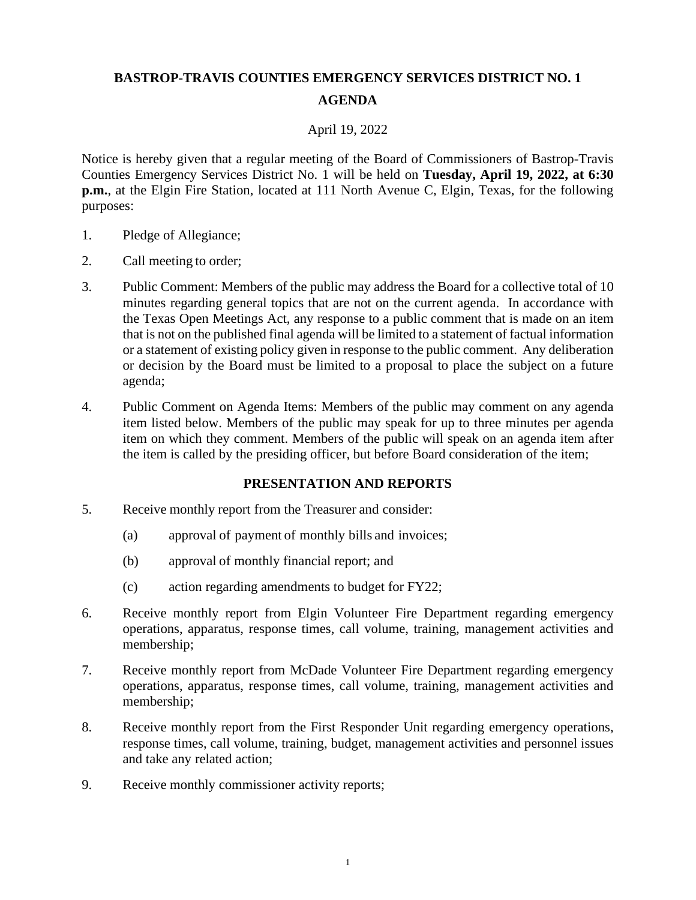# BASTROP-TRAVIS COUNTIES EMERGENCY SERVICES DISTRICT NO. 1

## AGENDA

April 19, 2022

Notice is hereby given that a regular meeting of the Board of Commissioners of Bastrop-Travis Counties Emergency Services District No. 1 will be held on **Tuesday, April 19, 2022, at 6:30 p.m.**, at the Elgin Fire Station, located at 111 North Avenue C, Elgin, Texas, for the following purposes:

1. Pledge of Allegiance;

2. Call meeting to order;

3. Public Comment: Members of the public may address the Board for a collective total of 10 minutes regarding general topics that are not on the current agenda. In accordance with the Texas Open Meetings Act, any response to a public comment that is made on an item that is not on the published final agenda will be limited to a statement of factual information or a statement of existing policy given in response to the public comment. Any deliberation or decision by the Board must be limited to a proposal to place the subject on a future agenda;

4. Public Comment on Agenda Items: Members of the public may comment on any agenda item listed below. Members of the public may speak for up to three minutes per agenda item on which they comment. Members of the public will speak on an agenda item after the item is called by the presiding officer, but before Board consideration of the item;

### PRESENTATION AND REPORTS

5. Receive monthly report from the Treasurer and consider:

   (a) approval of payment of monthly bills and invoices;

   (b) approval of monthly financial report; and

   (c) action regarding amendments to budget for FY22;

6. Receive monthly report from Elgin Volunteer Fire Department regarding emergency operations, apparatus, response times, call volume, training, management activities and membership;

7. Receive monthly report from McDade Volunteer Fire Department regarding emergency operations, apparatus, response times, call volume, training, management activities and membership;

8. Receive monthly report from the First Responder Unit regarding emergency operations, response times, call volume, training, budget, management activities and personnel issues and take any related action;

9. Receive monthly commissioner activity reports;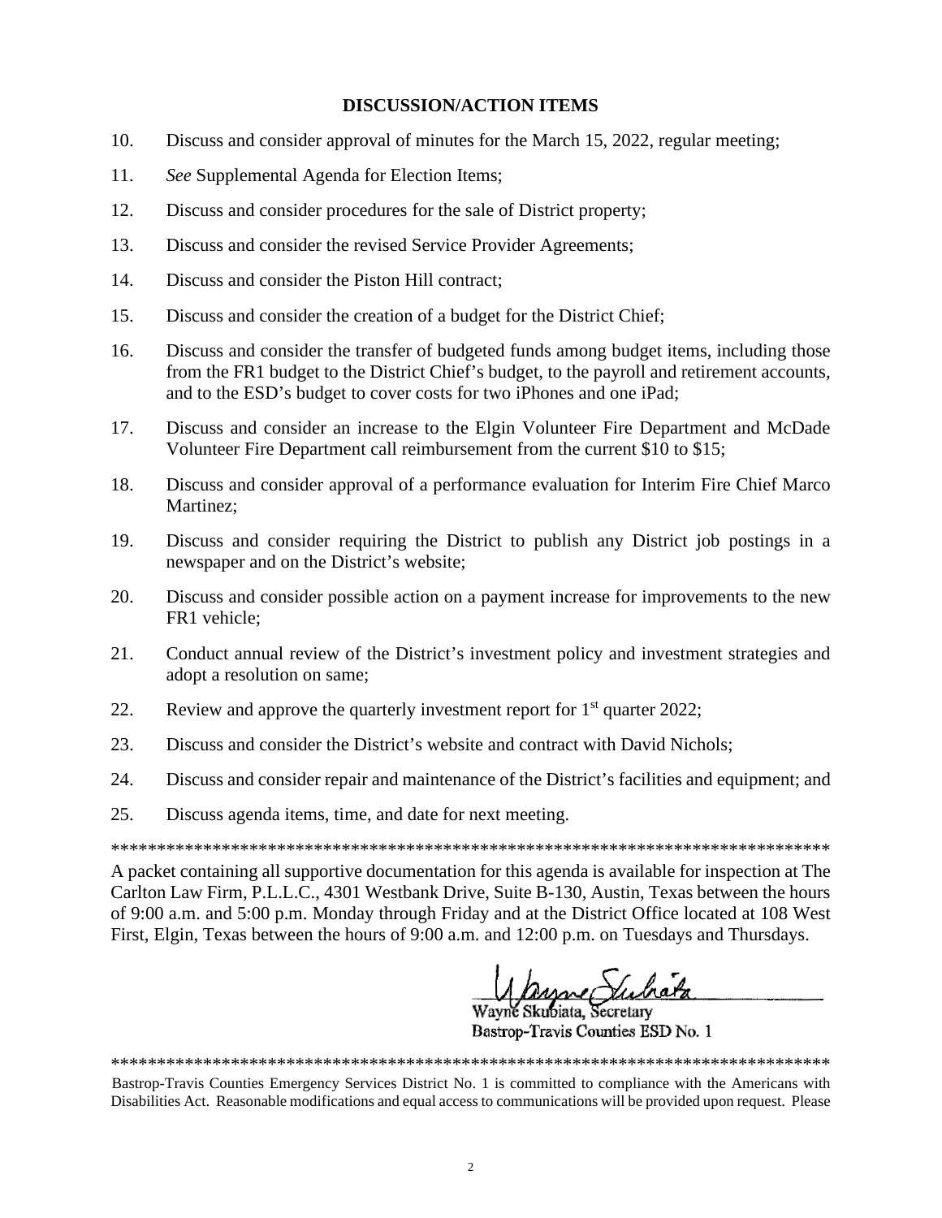## DISCUSSION/ACTION ITEMS

10. Discuss and consider approval of minutes for the March 15, 2022, regular meeting;
11. *See* Supplemental Agenda for Election Items;
12. Discuss and consider procedures for the sale of District property;
13. Discuss and consider the revised Service Provider Agreements;
14. Discuss and consider the Piston Hill contract;
15. Discuss and consider the creation of a budget for the District Chief;
16. Discuss and consider the transfer of budgeted funds among budget items, including those from the FR1 budget to the District Chief's budget, to the payroll and retirement accounts, and to the ESD's budget to cover costs for two iPhones and one iPad;
17. Discuss and consider an increase to the Elgin Volunteer Fire Department and McDade Volunteer Fire Department call reimbursement from the current $10 to $15;
18. Discuss and consider approval of a performance evaluation for Interim Fire Chief Marco Martinez;
19. Discuss and consider requiring the District to publish any District job postings in a newspaper and on the District's website;
20. Discuss and consider possible action on a payment increase for improvements to the new FR1 vehicle;
21. Conduct annual review of the District's investment policy and investment strategies and adopt a resolution on same;
22. Review and approve the quarterly investment report for 1st quarter 2022;
23. Discuss and consider the District's website and contract with David Nichols;
24. Discuss and consider repair and maintenance of the District's facilities and equipment; and
25. Discuss agenda items, time, and date for next meeting.

*******************************************************************************

A packet containing all supportive documentation for this agenda is available for inspection at The Carlton Law Firm, P.L.L.C., 4301 Westbank Drive, Suite B-130, Austin, Texas between the hours of 9:00 a.m. and 5:00 p.m. Monday through Friday and at the District Office located at 108 West First, Elgin, Texas between the hours of 9:00 a.m. and 12:00 p.m. on Tuesdays and Thursdays.

Wayne Skubiata, Secretary
Bastrop-Travis Counties ESD No. 1

*******************************************************************************

Bastrop-Travis Counties Emergency Services District No. 1 is committed to compliance with the Americans with Disabilities Act. Reasonable modifications and equal access to communications will be provided upon request. Please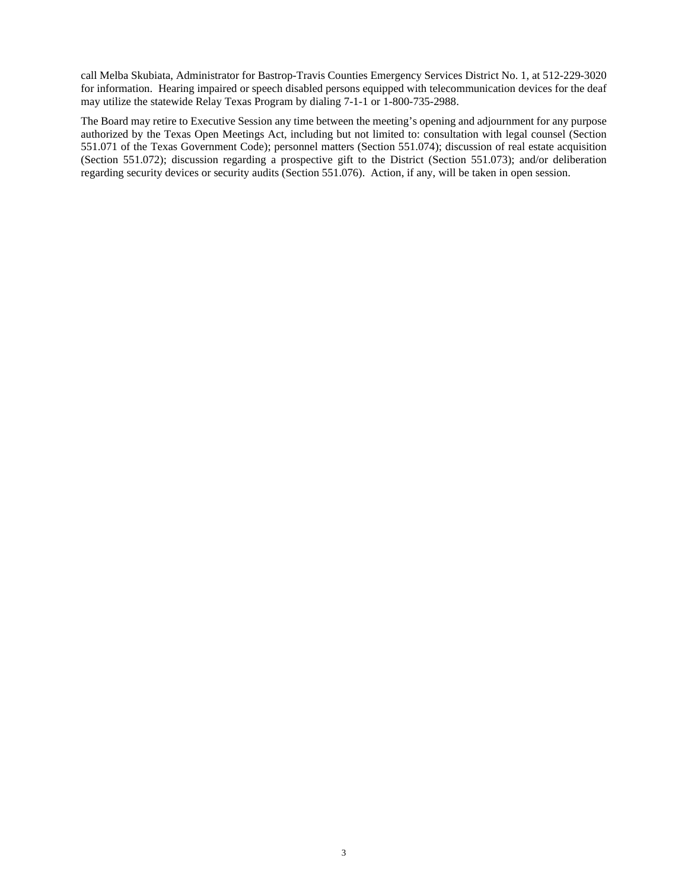call Melba Skubiata, Administrator for Bastrop-Travis Counties Emergency Services District No. 1, at 512-229-3020 for information. Hearing impaired or speech disabled persons equipped with telecommunication devices for the deaf may utilize the statewide Relay Texas Program by dialing 7-1-1 or 1-800-735-2988.

The Board may retire to Executive Session any time between the meeting's opening and adjournment for any purpose authorized by the Texas Open Meetings Act, including but not limited to: consultation with legal counsel (Section 551.071 of the Texas Government Code); personnel matters (Section 551.074); discussion of real estate acquisition (Section 551.072); discussion regarding a prospective gift to the District (Section 551.073); and/or deliberation regarding security devices or security audits (Section 551.076). Action, if any, will be taken in open session.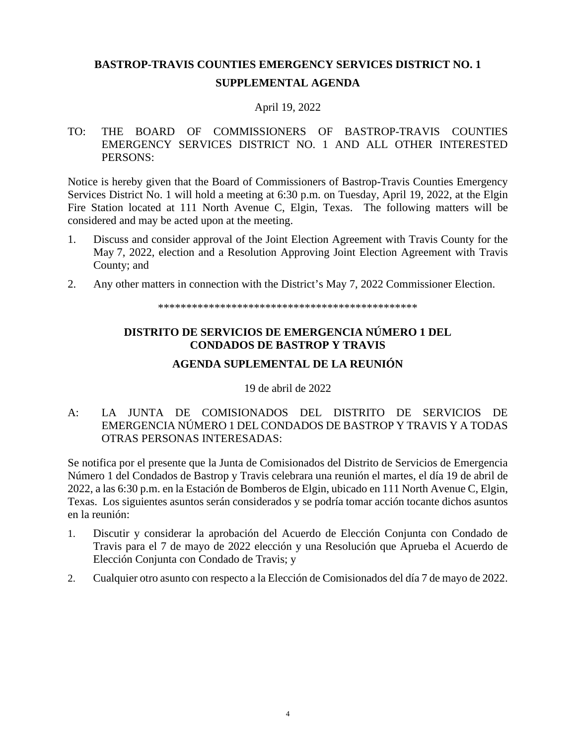# BASTROP-TRAVIS COUNTIES EMERGENCY SERVICES DISTRICT NO. 1

## SUPPLEMENTAL AGENDA

April 19, 2022

TO: THE BOARD OF COMMISSIONERS OF BASTROP-TRAVIS COUNTIES EMERGENCY SERVICES DISTRICT NO. 1 AND ALL OTHER INTERESTED PERSONS:

Notice is hereby given that the Board of Commissioners of Bastrop-Travis Counties Emergency Services District No. 1 will hold a meeting at 6:30 p.m. on Tuesday, April 19, 2022, at the Elgin Fire Station located at 111 North Avenue C, Elgin, Texas. The following matters will be considered and may be acted upon at the meeting.

1. Discuss and consider approval of the Joint Election Agreement with Travis County for the May 7, 2022, election and a Resolution Approving Joint Election Agreement with Travis County; and
2. Any other matters in connection with the District's May 7, 2022 Commissioner Election.

\*\*\*\*\*\*\*\*\*\*\*\*\*\*\*\*\*\*\*\*\*\*\*\*\*\*\*\*\*\*\*\*\*\*\*\*\*\*\*\*\*\*\*\*\*\*\*

# DISTRITO DE SERVICIOS DE EMERGENCIA NÚMERO 1 DEL CONDADOS DE BASTROP Y TRAVIS

## AGENDA SUPLEMENTAL DE LA REUNIÓN

19 de abril de 2022

A: LA JUNTA DE COMISIONADOS DEL DISTRITO DE SERVICIOS DE EMERGENCIA NÚMERO 1 DEL CONDADOS DE BASTROP Y TRAVIS Y A TODAS OTRAS PERSONAS INTERESADAS:

Se notifica por el presente que la Junta de Comisionados del Distrito de Servicios de Emergencia Número 1 del Condados de Bastrop y Travis celebrara una reunión el martes, el día 19 de abril de 2022, a las 6:30 p.m. en la Estación de Bomberos de Elgin, ubicado en 111 North Avenue C, Elgin, Texas. Los siguientes asuntos serán considerados y se podría tomar acción tocante dichos asuntos en la reunión:

1. Discutir y considerar la aprobación del Acuerdo de Elección Conjunta con Condado de Travis para el 7 de mayo de 2022 elección y una Resolución que Aprueba el Acuerdo de Elección Conjunta con Condado de Travis; y
2. Cualquier otro asunto con respecto a la Elección de Comisionados del día 7 de mayo de 2022.